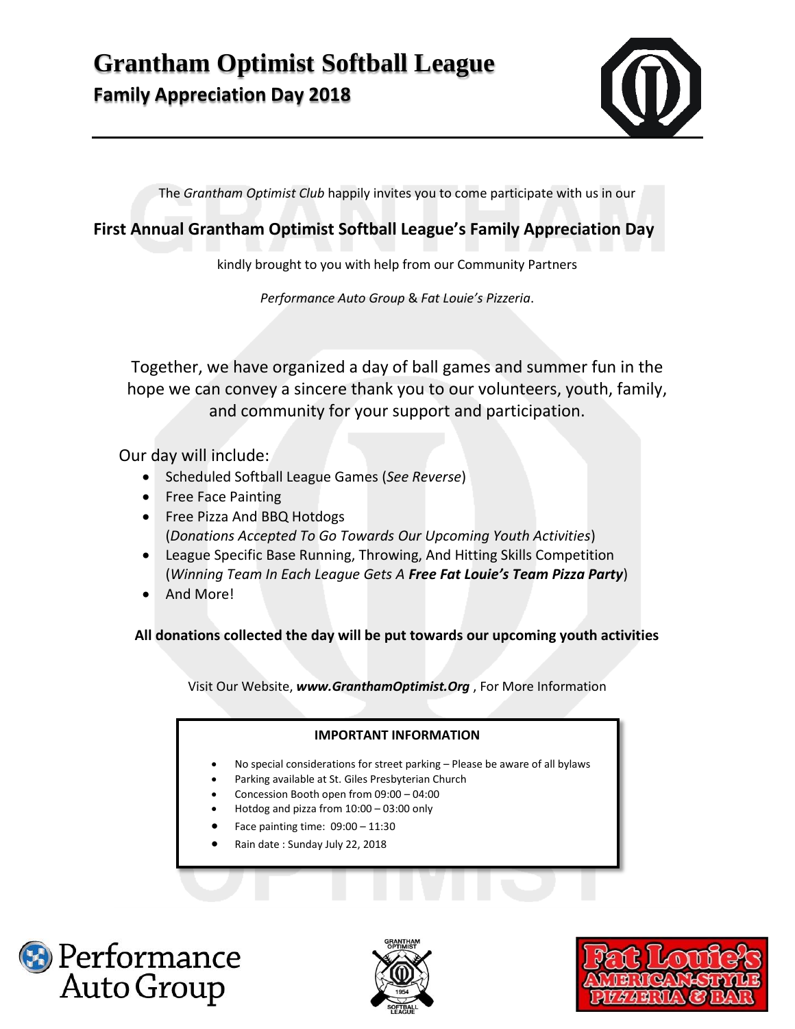# Grantham Optimist Softball League

## Family Appreciation Day 2018

The *Grantham Optimist Club* happily invites you to come participate with us in our

**First Annual Grantham Optimist Softball League's Family Appreciation Day**

kindly brought to you with help from our Community Partners

*Performance Auto Group* & *Fat Louie's Pizzeria*.

Together, we have organized a day of ball games and summer fun in the hope we can convey a sincere thank you to our volunteers, youth, family, and community for your support and participation.

Our day will include:

- Scheduled Softball League Games (*See Reverse*)
- Free Face Painting
- Free Pizza And BBQ Hotdogs
  (*Donations Accepted To Go Towards Our Upcoming Youth Activities*)
- League Specific Base Running, Throwing, And Hitting Skills Competition
  (*Winning Team In Each League Gets A* ***Free Fat Louie's Team Pizza Party***)
- And More!

**All donations collected the day will be put towards our upcoming youth activities**

Visit Our Website, ***www.GranthamOptimist.Org*** , For More Information

**IMPORTANT INFORMATION**

- No special considerations for street parking – Please be aware of all bylaws
- Parking available at St. Giles Presbyterian Church
- Concession Booth open from 09:00 – 04:00
- Hotdog and pizza from 10:00 – 03:00 only
- Face painting time: 09:00 – 11:30
- Rain date : Sunday July 22, 2018

Performance Auto Group

GRANTHAM OPTIMIST 1954 SOFTBALL LEAGUE

Fat Louie's AMERICAN-STYLE PIZZERIA & BAR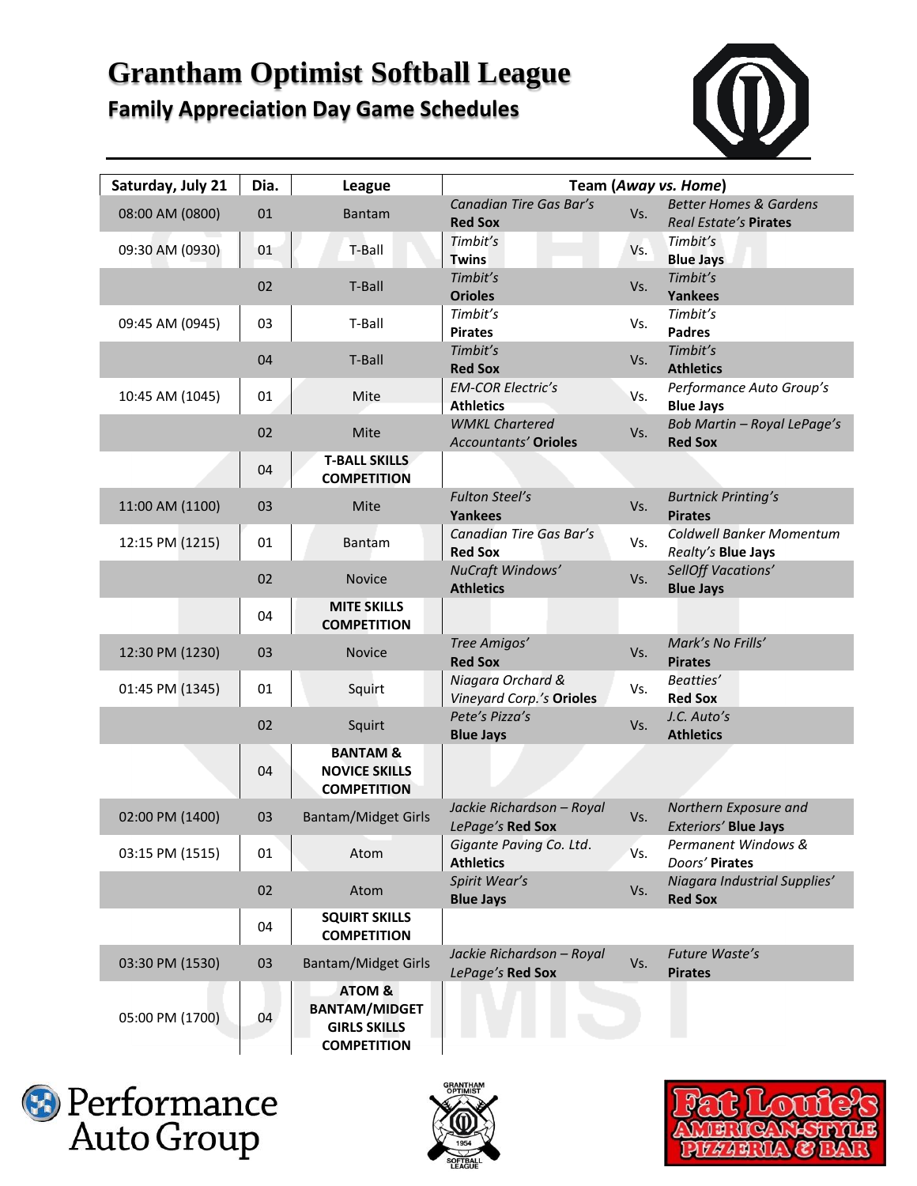# Grantham Optimist Softball League

## Family Appreciation Day Game Schedules

| Saturday, July 21 | Dia. | League | Team (*Away vs. Home*) | | |
|---|---|---|---|---|---|
| 08:00 AM (0800) | 01 | Bantam | *Canadian Tire Gas Bar's* **Red Sox** | Vs. | *Better Homes & Gardens Real Estate's* **Pirates** |
| 09:30 AM (0930) | 01 | T-Ball | *Timbit's* **Twins** | Vs. | *Timbit's* **Blue Jays** |
| | 02 | T-Ball | *Timbit's* **Orioles** | Vs. | *Timbit's* **Yankees** |
| 09:45 AM (0945) | 03 | T-Ball | *Timbit's* **Pirates** | Vs. | *Timbit's* **Padres** |
| | 04 | T-Ball | *Timbit's* **Red Sox** | Vs. | *Timbit's* **Athletics** |
| 10:45 AM (1045) | 01 | Mite | *EM-COR Electric's* **Athletics** | Vs. | *Performance Auto Group's* **Blue Jays** |
| | 02 | Mite | *WMKL Chartered Accountants'* **Orioles** | Vs. | *Bob Martin – Royal LePage's* **Red Sox** |
| | 04 | **T-BALL SKILLS COMPETITION** | | | |
| 11:00 AM (1100) | 03 | Mite | *Fulton Steel's* **Yankees** | Vs. | *Burtnick Printing's* **Pirates** |
| 12:15 PM (1215) | 01 | Bantam | *Canadian Tire Gas Bar's* **Red Sox** | Vs. | *Coldwell Banker Momentum Realty's* **Blue Jays** |
| | 02 | Novice | *NuCraft Windows'* **Athletics** | Vs. | *SellOff Vacations'* **Blue Jays** |
| | 04 | **MITE SKILLS COMPETITION** | | | |
| 12:30 PM (1230) | 03 | Novice | *Tree Amigos'* **Red Sox** | Vs. | *Mark's No Frills'* **Pirates** |
| 01:45 PM (1345) | 01 | Squirt | *Niagara Orchard & Vineyard Corp.'s* **Orioles** | Vs. | *Beatties'* **Red Sox** |
| | 02 | Squirt | *Pete's Pizza's* **Blue Jays** | Vs. | *J.C. Auto's* **Athletics** |
| | 04 | **BANTAM & NOVICE SKILLS COMPETITION** | | | |
| 02:00 PM (1400) | 03 | Bantam/Midget Girls | *Jackie Richardson – Royal LePage's* **Red Sox** | Vs. | *Northern Exposure and Exteriors'* **Blue Jays** |
| 03:15 PM (1515) | 01 | Atom | *Gigante Paving Co. Ltd.* **Athletics** | Vs. | *Permanent Windows & Doors'* **Pirates** |
| | 02 | Atom | *Spirit Wear's* **Blue Jays** | Vs. | *Niagara Industrial Supplies'* **Red Sox** |
| | 04 | **SQUIRT SKILLS COMPETITION** | | | |
| 03:30 PM (1530) | 03 | Bantam/Midget Girls | *Jackie Richardson – Royal LePage's* **Red Sox** | Vs. | *Future Waste's* **Pirates** |
| 05:00 PM (1700) | 04 | **ATOM & BANTAM/MIDGET GIRLS SKILLS COMPETITION** | | | |

Performance Auto Group

Grantham Optimist 1954 Softball League

Fat Louie's American-Style Pizzeria & Bar